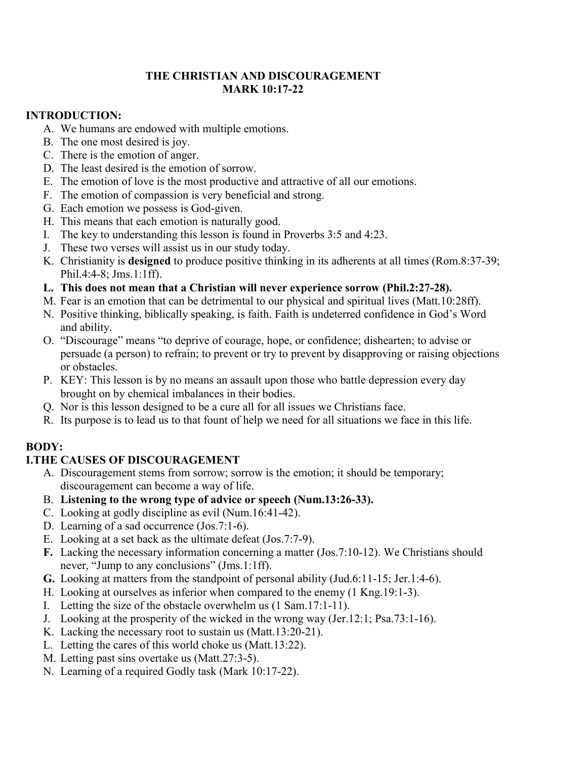# THE CHRISTIAN AND DISCOURAGEMENT
## MARK 10:17-22

**INTRODUCTION:**

A. We humans are endowed with multiple emotions.
B. The one most desired is joy.
C. There is the emotion of anger.
D. The least desired is the emotion of sorrow.
E. The emotion of love is the most productive and attractive of all our emotions.
F. The emotion of compassion is very beneficial and strong.
G. Each emotion we possess is God-given.
H. This means that each emotion is naturally good.
I. The key to understanding this lesson is found in Proverbs 3:5 and 4:23.
J. These two verses will assist us in our study today.
K. Christianity is **designed** to produce positive thinking in its adherents at all times (Rom.8:37-39; Phil.4:4-8; Jms.1:1ff).
**L. This does not mean that a Christian will never experience sorrow (Phil.2:27-28).**
M. Fear is an emotion that can be detrimental to our physical and spiritual lives (Matt.10:28ff).
N. Positive thinking, biblically speaking, is faith. Faith is undeterred confidence in God's Word and ability.
O. "Discourage" means "to deprive of courage, hope, or confidence; dishearten; to advise or persuade (a person) to refrain; to prevent or try to prevent by disapproving or raising objections or obstacles.
P. KEY: This lesson is by no means an assault upon those who battle depression every day brought on by chemical imbalances in their bodies.
Q. Nor is this lesson designed to be a cure all for all issues we Christians face.
R. Its purpose is to lead us to that fount of help we need for all situations we face in this life.

**BODY:**

**I.THE CAUSES OF DISCOURAGEMENT**

A. Discouragement stems from sorrow; sorrow is the emotion; it should be temporary; discouragement can become a way of life.
**B. Listening to the wrong type of advice or speech (Num.13:26-33).**
C. Looking at godly discipline as evil (Num.16:41-42).
D. Learning of a sad occurrence (Jos.7:1-6).
E. Looking at a set back as the ultimate defeat (Jos.7:7-9).
**F.** Lacking the necessary information concerning a matter (Jos.7:10-12). We Christians should never, "Jump to any conclusions" (Jms.1:1ff).
**G.** Looking at matters from the standpoint of personal ability (Jud.6:11-15; Jer.1:4-6).
H. Looking at ourselves as inferior when compared to the enemy (1 Kng.19:1-3).
I. Letting the size of the obstacle overwhelm us (1 Sam.17:1-11).
J. Looking at the prosperity of the wicked in the wrong way (Jer.12:1; Psa.73:1-16).
K. Lacking the necessary root to sustain us (Matt.13:20-21).
L. Letting the cares of this world choke us (Matt.13:22).
M. Letting past sins overtake us (Matt.27:3-5).
N. Learning of a required Godly task (Mark 10:17-22).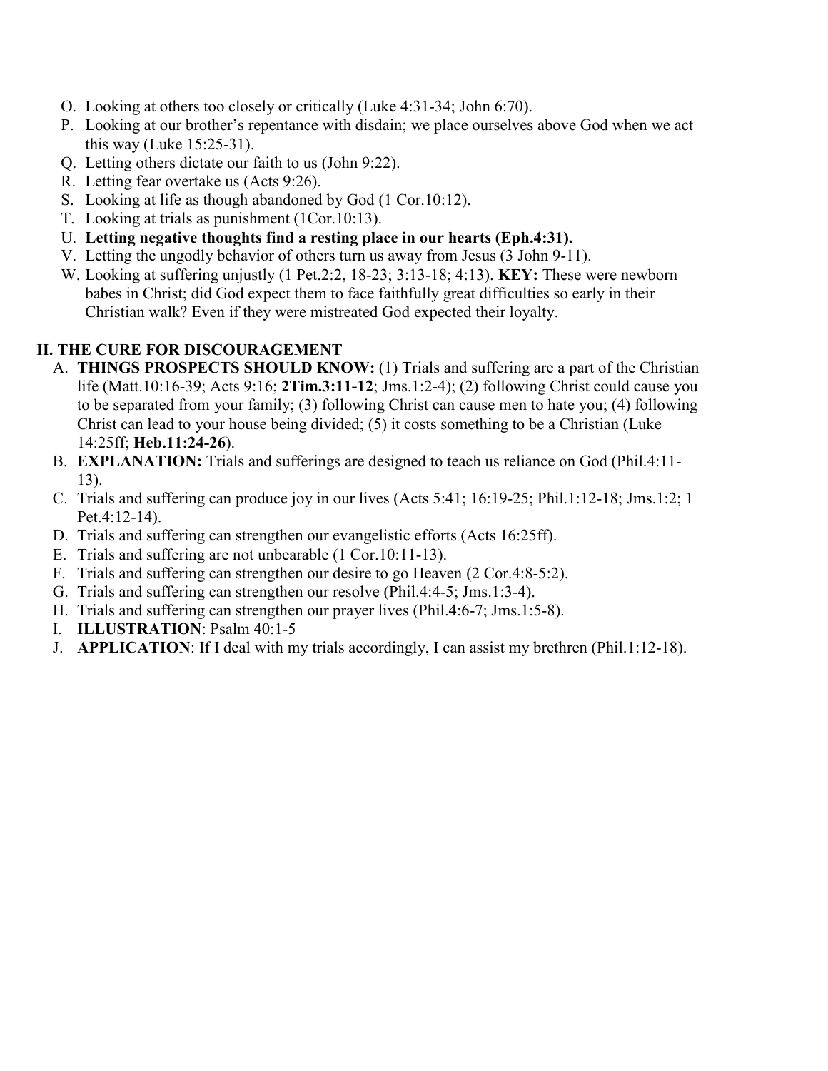O. Looking at others too closely or critically (Luke 4:31-34; John 6:70).
P. Looking at our brother's repentance with disdain; we place ourselves above God when we act this way (Luke 15:25-31).
Q. Letting others dictate our faith to us (John 9:22).
R. Letting fear overtake us (Acts 9:26).
S. Looking at life as though abandoned by God (1 Cor.10:12).
T. Looking at trials as punishment (1Cor.10:13).
U. **Letting negative thoughts find a resting place in our hearts (Eph.4:31).**
V. Letting the ungodly behavior of others turn us away from Jesus (3 John 9-11).
W. Looking at suffering unjustly (1 Pet.2:2, 18-23; 3:13-18; 4:13). **KEY:** These were newborn babes in Christ; did God expect them to face faithfully great difficulties so early in their Christian walk? Even if they were mistreated God expected their loyalty.

## II. THE CURE FOR DISCOURAGEMENT

A. **THINGS PROSPECTS SHOULD KNOW:** (1) Trials and suffering are a part of the Christian life (Matt.10:16-39; Acts 9:16; **2Tim.3:11-12**; Jms.1:2-4); (2) following Christ could cause you to be separated from your family; (3) following Christ can cause men to hate you; (4) following Christ can lead to your house being divided; (5) it costs something to be a Christian (Luke 14:25ff; **Heb.11:24-26**).
B. **EXPLANATION:** Trials and sufferings are designed to teach us reliance on God (Phil.4:11-13).
C. Trials and suffering can produce joy in our lives (Acts 5:41; 16:19-25; Phil.1:12-18; Jms.1:2; 1 Pet.4:12-14).
D. Trials and suffering can strengthen our evangelistic efforts (Acts 16:25ff).
E. Trials and suffering are not unbearable (1 Cor.10:11-13).
F. Trials and suffering can strengthen our desire to go Heaven (2 Cor.4:8-5:2).
G. Trials and suffering can strengthen our resolve (Phil.4:4-5; Jms.1:3-4).
H. Trials and suffering can strengthen our prayer lives (Phil.4:6-7; Jms.1:5-8).
I. **ILLUSTRATION**: Psalm 40:1-5
J. **APPLICATION**: If I deal with my trials accordingly, I can assist my brethren (Phil.1:12-18).